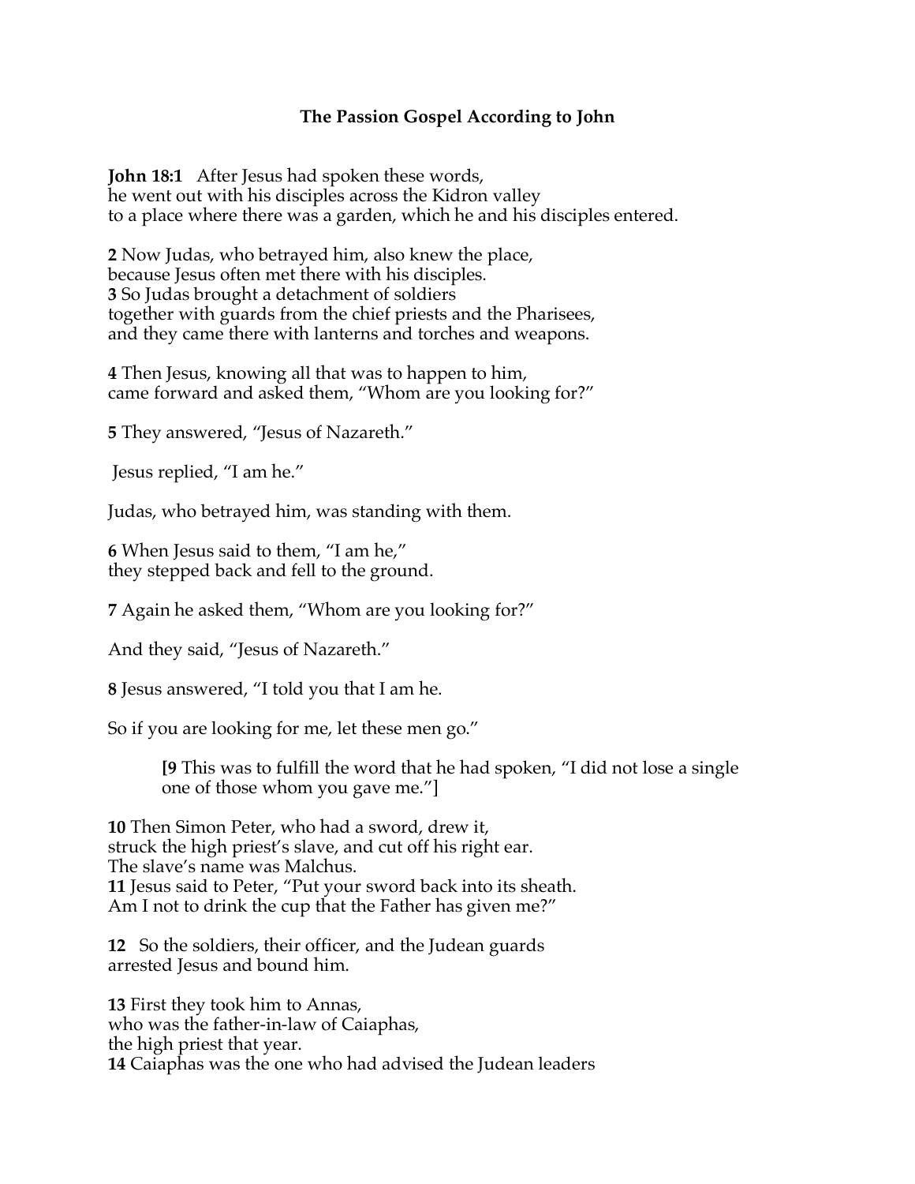### The Passion Gospel According to John

**John 18:1** After Jesus had spoken these words,
he went out with his disciples across the Kidron valley
to a place where there was a garden, which he and his disciples entered.

**2** Now Judas, who betrayed him, also knew the place,
because Jesus often met there with his disciples.
**3** So Judas brought a detachment of soldiers
together with guards from the chief priests and the Pharisees,
and they came there with lanterns and torches and weapons.

**4** Then Jesus, knowing all that was to happen to him,
came forward and asked them, "Whom are you looking for?"

**5** They answered, "Jesus of Nazareth."

Jesus replied, "I am he."

Judas, who betrayed him, was standing with them.

**6** When Jesus said to them, "I am he,"
they stepped back and fell to the ground.

**7** Again he asked them, "Whom are you looking for?"

And they said, "Jesus of Nazareth."

**8** Jesus answered, "I told you that I am he.

So if you are looking for me, let these men go."

> **[9** This was to fulfill the word that he had spoken, "I did not lose a single one of those whom you gave me."]

**10** Then Simon Peter, who had a sword, drew it,
struck the high priest's slave, and cut off his right ear.
The slave's name was Malchus.
**11** Jesus said to Peter, "Put your sword back into its sheath.
Am I not to drink the cup that the Father has given me?"

**12** So the soldiers, their officer, and the Judean guards
arrested Jesus and bound him.

**13** First they took him to Annas,
who was the father-in-law of Caiaphas,
the high priest that year.
**14** Caiaphas was the one who had advised the Judean leaders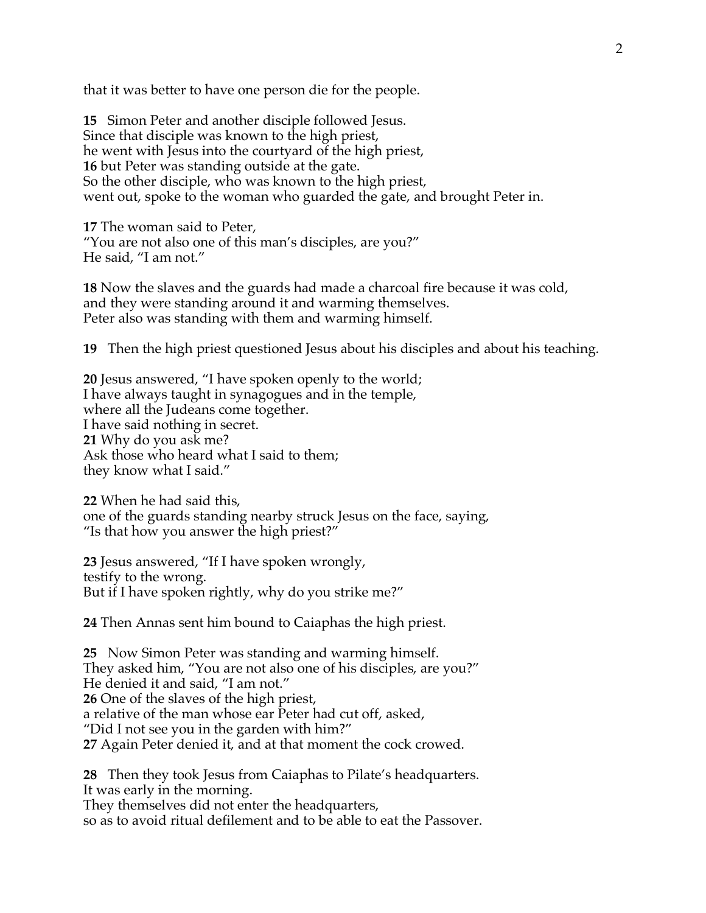that it was better to have one person die for the people.

**15** Simon Peter and another disciple followed Jesus.
Since that disciple was known to the high priest,
he went with Jesus into the courtyard of the high priest,
**16** but Peter was standing outside at the gate.
So the other disciple, who was known to the high priest,
went out, spoke to the woman who guarded the gate, and brought Peter in.

**17** The woman said to Peter,
"You are not also one of this man's disciples, are you?"
He said, "I am not."

**18** Now the slaves and the guards had made a charcoal fire because it was cold,
and they were standing around it and warming themselves.
Peter also was standing with them and warming himself.

**19** Then the high priest questioned Jesus about his disciples and about his teaching.

**20** Jesus answered, "I have spoken openly to the world;
I have always taught in synagogues and in the temple,
where all the Judeans come together.
I have said nothing in secret.
**21** Why do you ask me?
Ask those who heard what I said to them;
they know what I said."

**22** When he had said this,
one of the guards standing nearby struck Jesus on the face, saying,
"Is that how you answer the high priest?"

**23** Jesus answered, "If I have spoken wrongly,
testify to the wrong.
But if I have spoken rightly, why do you strike me?"

**24** Then Annas sent him bound to Caiaphas the high priest.

**25** Now Simon Peter was standing and warming himself.
They asked him, "You are not also one of his disciples, are you?"
He denied it and said, "I am not."
**26** One of the slaves of the high priest,
a relative of the man whose ear Peter had cut off, asked,
"Did I not see you in the garden with him?"
**27** Again Peter denied it, and at that moment the cock crowed.

**28** Then they took Jesus from Caiaphas to Pilate's headquarters.
It was early in the morning.
They themselves did not enter the headquarters,
so as to avoid ritual defilement and to be able to eat the Passover.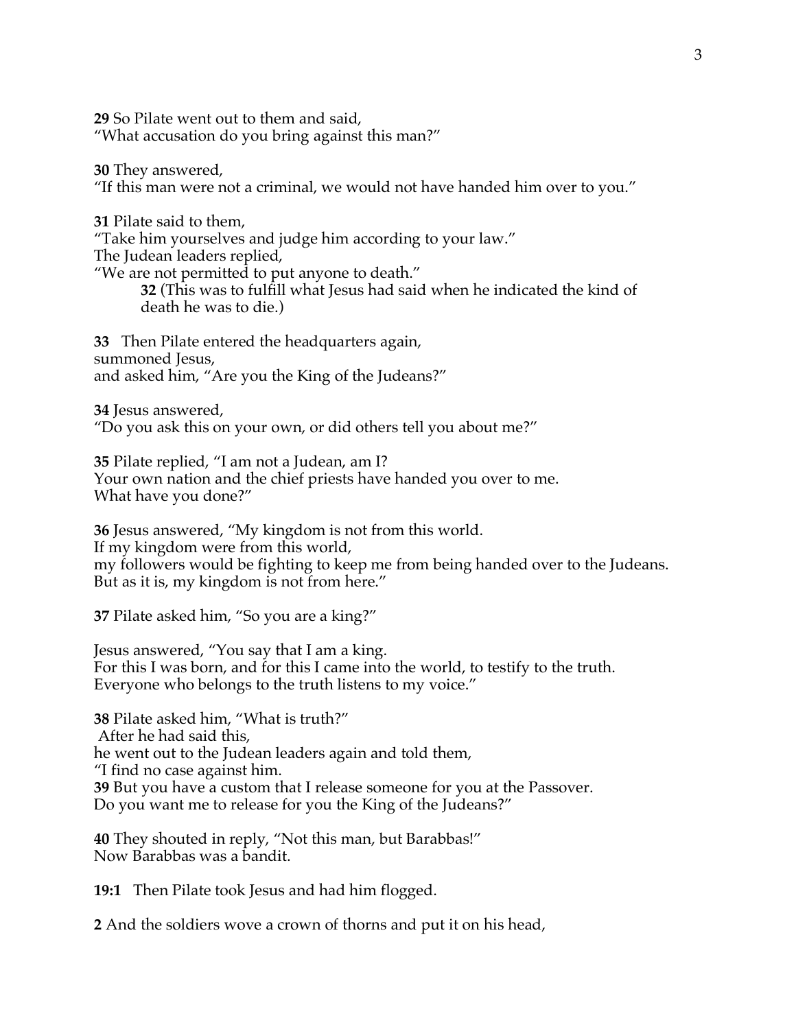**29** So Pilate went out to them and said,
"What accusation do you bring against this man?"

**30** They answered,
"If this man were not a criminal, we would not have handed him over to you."

**31** Pilate said to them,
"Take him yourselves and judge him according to your law."
The Judean leaders replied,
"We are not permitted to put anyone to death."

> **32** (This was to fulfill what Jesus had said when he indicated the kind of death he was to die.)

**33** Then Pilate entered the headquarters again,
summoned Jesus,
and asked him, "Are you the King of the Judeans?"

**34** Jesus answered,
"Do you ask this on your own, or did others tell you about me?"

**35** Pilate replied, "I am not a Judean, am I?
Your own nation and the chief priests have handed you over to me.
What have you done?"

**36** Jesus answered, "My kingdom is not from this world.
If my kingdom were from this world,
my followers would be fighting to keep me from being handed over to the Judeans.
But as it is, my kingdom is not from here."

**37** Pilate asked him, "So you are a king?"

Jesus answered, "You say that I am a king.
For this I was born, and for this I came into the world, to testify to the truth.
Everyone who belongs to the truth listens to my voice."

**38** Pilate asked him, "What is truth?"
After he had said this,
he went out to the Judean leaders again and told them,
"I find no case against him.
**39** But you have a custom that I release someone for you at the Passover.
Do you want me to release for you the King of the Judeans?"

**40** They shouted in reply, "Not this man, but Barabbas!"
Now Barabbas was a bandit.

**19:1** Then Pilate took Jesus and had him flogged.

**2** And the soldiers wove a crown of thorns and put it on his head,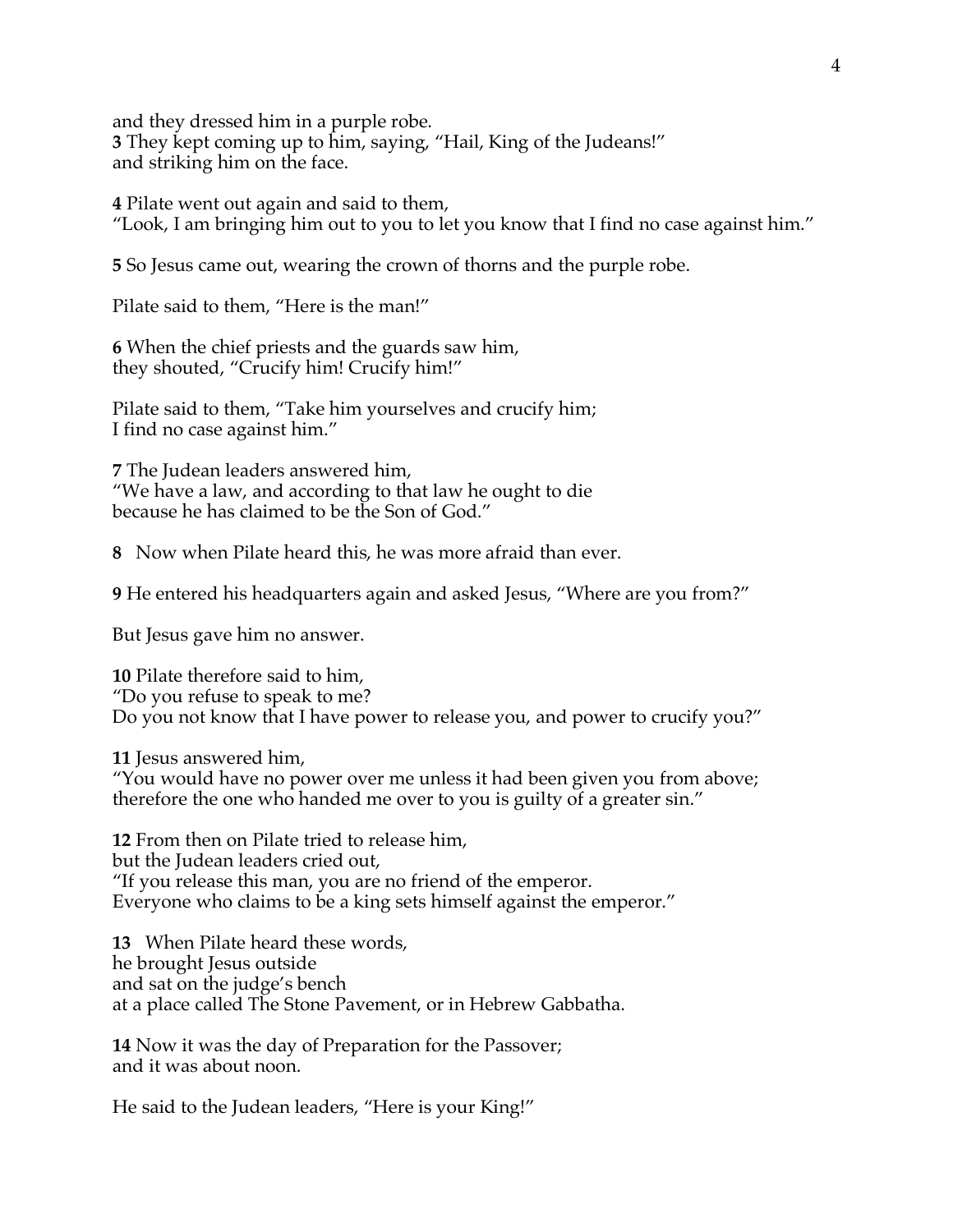and they dressed him in a purple robe.
**3** They kept coming up to him, saying, "Hail, King of the Judeans!"
and striking him on the face.

**4** Pilate went out again and said to them,
"Look, I am bringing him out to you to let you know that I find no case against him."

**5** So Jesus came out, wearing the crown of thorns and the purple robe.

Pilate said to them, "Here is the man!"

**6** When the chief priests and the guards saw him,
they shouted, "Crucify him! Crucify him!"

Pilate said to them, "Take him yourselves and crucify him;
I find no case against him."

**7** The Judean leaders answered him,
"We have a law, and according to that law he ought to die
because he has claimed to be the Son of God."

**8** Now when Pilate heard this, he was more afraid than ever.

**9** He entered his headquarters again and asked Jesus, "Where are you from?"

But Jesus gave him no answer.

**10** Pilate therefore said to him,
"Do you refuse to speak to me?
Do you not know that I have power to release you, and power to crucify you?"

**11** Jesus answered him,
"You would have no power over me unless it had been given you from above;
therefore the one who handed me over to you is guilty of a greater sin."

**12** From then on Pilate tried to release him,
but the Judean leaders cried out,
"If you release this man, you are no friend of the emperor.
Everyone who claims to be a king sets himself against the emperor."

**13** When Pilate heard these words,
he brought Jesus outside
and sat on the judge's bench
at a place called The Stone Pavement, or in Hebrew Gabbatha.

**14** Now it was the day of Preparation for the Passover;
and it was about noon.

He said to the Judean leaders, "Here is your King!"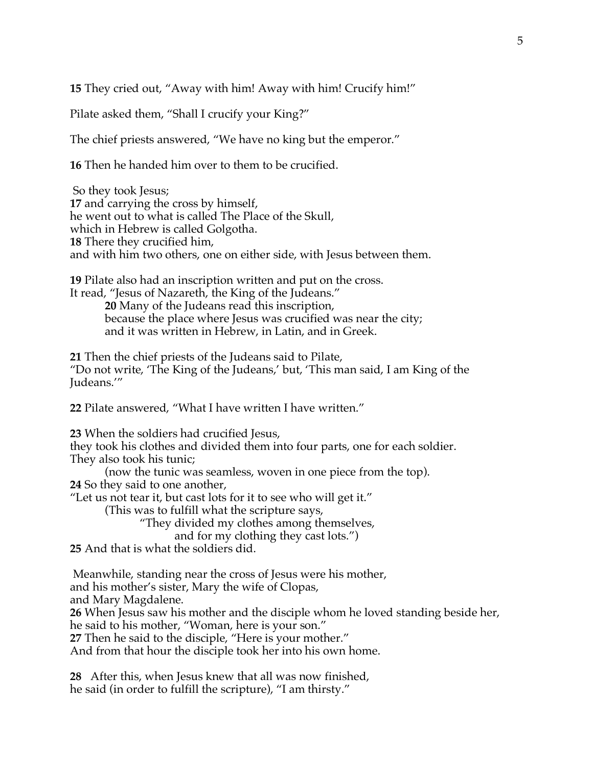**15** They cried out, “Away with him! Away with him! Crucify him!”

Pilate asked them, “Shall I crucify your King?”

The chief priests answered, “We have no king but the emperor.”

**16** Then he handed him over to them to be crucified.

So they took Jesus;
**17** and carrying the cross by himself,
he went out to what is called The Place of the Skull,
which in Hebrew is called Golgotha.
**18** There they crucified him,
and with him two others, one on either side, with Jesus between them.

**19** Pilate also had an inscription written and put on the cross.
It read, “Jesus of Nazareth, the King of the Judeans.”
> **20** Many of the Judeans read this inscription,
> because the place where Jesus was crucified was near the city;
> and it was written in Hebrew, in Latin, and in Greek.

**21** Then the chief priests of the Judeans said to Pilate,
“Do not write, ‘The King of the Judeans,’ but, ‘This man said, I am King of the Judeans.’”

**22** Pilate answered, “What I have written I have written.”

**23** When the soldiers had crucified Jesus,
they took his clothes and divided them into four parts, one for each soldier.
They also took his tunic;
> (now the tunic was seamless, woven in one piece from the top).

**24** So they said to one another,
“Let us not tear it, but cast lots for it to see who will get it.”
> (This was to fulfill what the scripture says,
> > “They divided my clothes among themselves,
> > and for my clothing they cast lots.”)

**25** And that is what the soldiers did.

Meanwhile, standing near the cross of Jesus were his mother,
and his mother’s sister, Mary the wife of Clopas,
and Mary Magdalene.
**26** When Jesus saw his mother and the disciple whom he loved standing beside her,
he said to his mother, “Woman, here is your son.”
**27** Then he said to the disciple, “Here is your mother.”
And from that hour the disciple took her into his own home.

**28** After this, when Jesus knew that all was now finished,
he said (in order to fulfill the scripture), “I am thirsty.”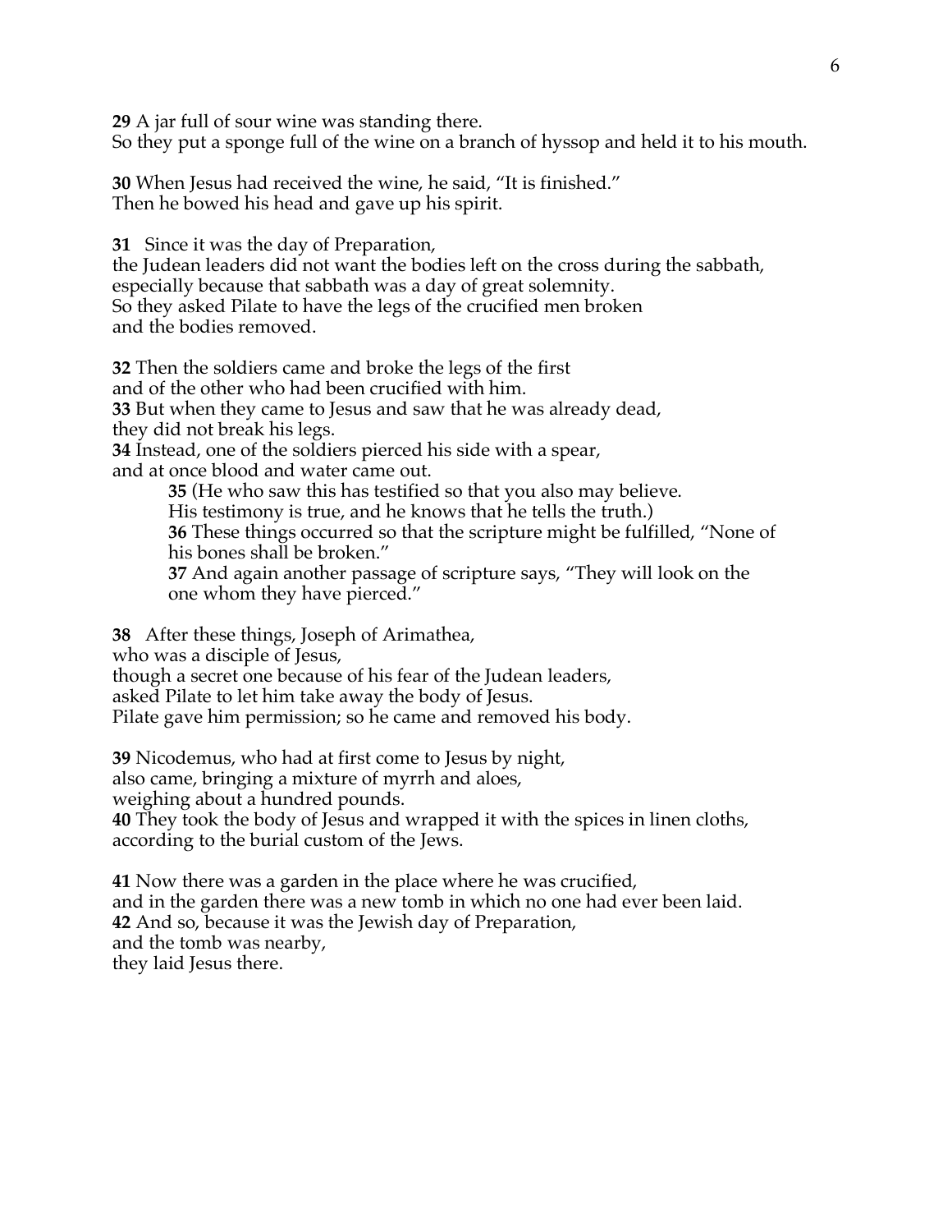**29** A jar full of sour wine was standing there.
So they put a sponge full of the wine on a branch of hyssop and held it to his mouth.

**30** When Jesus had received the wine, he said, "It is finished."
Then he bowed his head and gave up his spirit.

**31** Since it was the day of Preparation,
the Judean leaders did not want the bodies left on the cross during the sabbath,
especially because that sabbath was a day of great solemnity.
So they asked Pilate to have the legs of the crucified men broken
and the bodies removed.

**32** Then the soldiers came and broke the legs of the first
and of the other who had been crucified with him.
**33** But when they came to Jesus and saw that he was already dead,
they did not break his legs.
**34** Instead, one of the soldiers pierced his side with a spear,
and at once blood and water came out.

> **35** (He who saw this has testified so that you also may believe.
> His testimony is true, and he knows that he tells the truth.)
> **36** These things occurred so that the scripture might be fulfilled, "None of his bones shall be broken."
> **37** And again another passage of scripture says, "They will look on the one whom they have pierced."

**38** After these things, Joseph of Arimathea,
who was a disciple of Jesus,
though a secret one because of his fear of the Judean leaders,
asked Pilate to let him take away the body of Jesus.
Pilate gave him permission; so he came and removed his body.

**39** Nicodemus, who had at first come to Jesus by night,
also came, bringing a mixture of myrrh and aloes,
weighing about a hundred pounds.
**40** They took the body of Jesus and wrapped it with the spices in linen cloths,
according to the burial custom of the Jews.

**41** Now there was a garden in the place where he was crucified,
and in the garden there was a new tomb in which no one had ever been laid.
**42** And so, because it was the Jewish day of Preparation,
and the tomb was nearby,
they laid Jesus there.